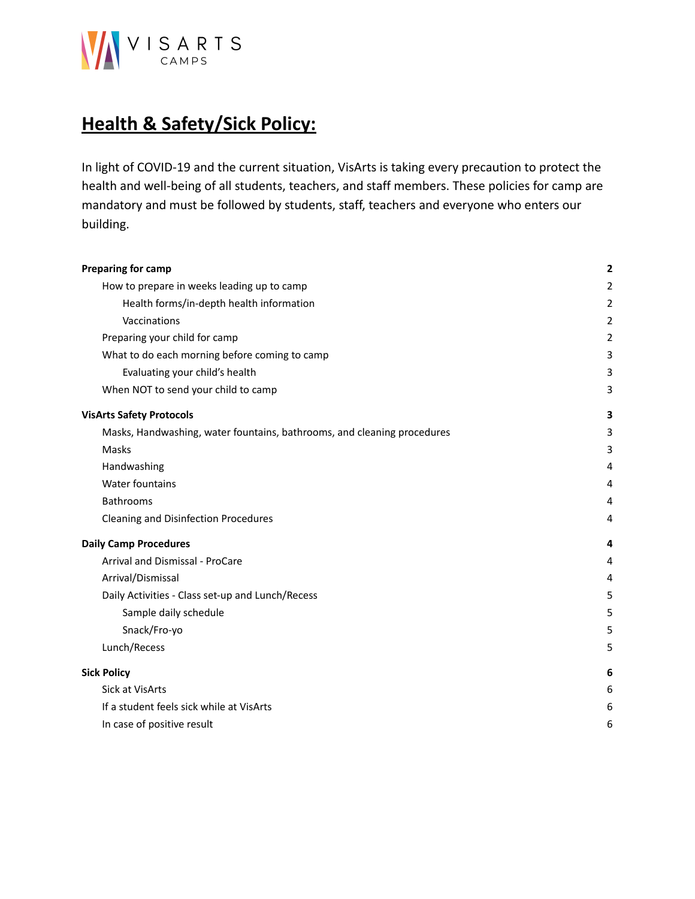VISARTS CAMPS

# Health & Safety/Sick Policy:

In light of COVID-19 and the current situation, VisArts is taking every precaution to protect the health and well-being of all students, teachers, and staff members. These policies for camp are mandatory and must be followed by students, staff, teachers and everyone who enters our building.

**Preparing for camp** 2
- How to prepare in weeks leading up to camp 2
  - Health forms/in-depth health information 2
  - Vaccinations 2
- Preparing your child for camp 2
- What to do each morning before coming to camp 3
  - Evaluating your child's health 3
- When NOT to send your child to camp 3

**VisArts Safety Protocols** 3
- Masks, Handwashing, water fountains, bathrooms, and cleaning procedures 3
- Masks 3
- Handwashing 4
- Water fountains 4
- Bathrooms 4
- Cleaning and Disinfection Procedures 4

**Daily Camp Procedures** 4
- Arrival and Dismissal - ProCare 4
- Arrival/Dismissal 4
- Daily Activities - Class set-up and Lunch/Recess 5
  - Sample daily schedule 5
  - Snack/Fro-yo 5
- Lunch/Recess 5

**Sick Policy** 6
- Sick at VisArts 6
- If a student feels sick while at VisArts 6
- In case of positive result 6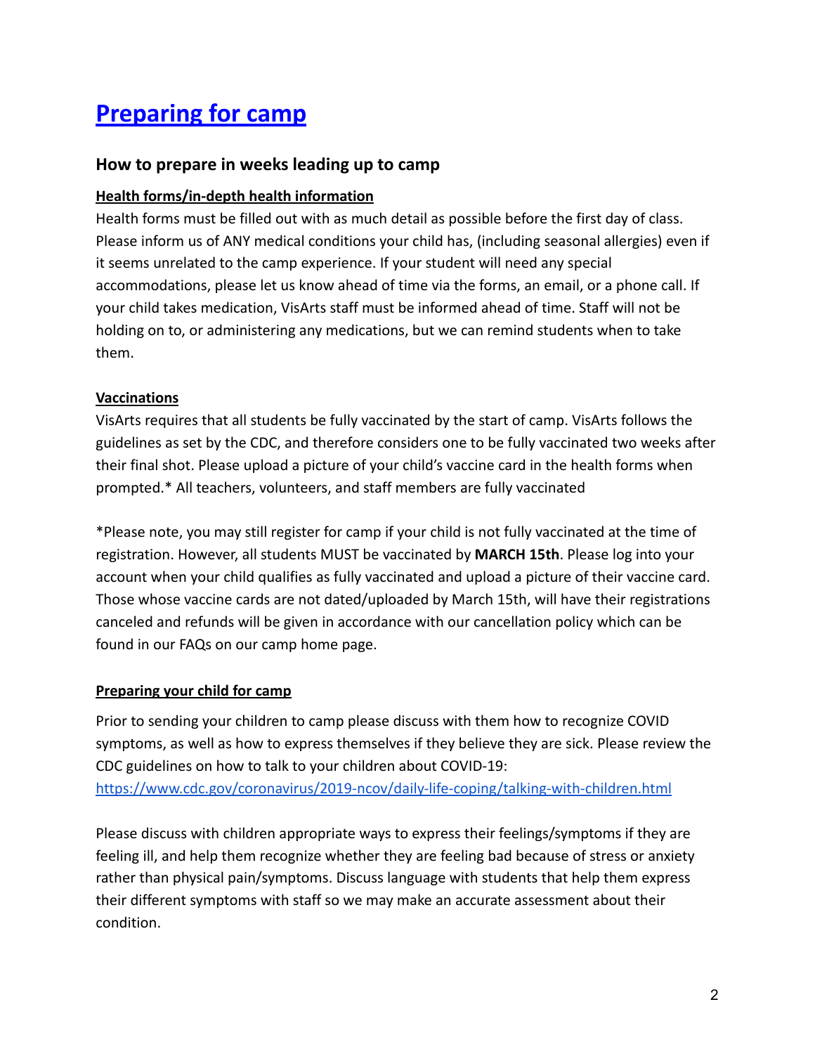# [Preparing for camp]()

## How to prepare in weeks leading up to camp

**Health forms/in-depth health information**

Health forms must be filled out with as much detail as possible before the first day of class. Please inform us of ANY medical conditions your child has, (including seasonal allergies) even if it seems unrelated to the camp experience. If your student will need any special accommodations, please let us know ahead of time via the forms, an email, or a phone call. If your child takes medication, VisArts staff must be informed ahead of time. Staff will not be holding on to, or administering any medications, but we can remind students when to take them.

**Vaccinations**

VisArts requires that all students be fully vaccinated by the start of camp. VisArts follows the guidelines as set by the CDC, and therefore considers one to be fully vaccinated two weeks after their final shot. Please upload a picture of your child's vaccine card in the health forms when prompted.* All teachers, volunteers, and staff members are fully vaccinated

*Please note, you may still register for camp if your child is not fully vaccinated at the time of registration. However, all students MUST be vaccinated by **MARCH 15th**. Please log into your account when your child qualifies as fully vaccinated and upload a picture of their vaccine card. Those whose vaccine cards are not dated/uploaded by March 15th, will have their registrations canceled and refunds will be given in accordance with our cancellation policy which can be found in our FAQs on our camp home page.

**Preparing your child for camp**

Prior to sending your children to camp please discuss with them how to recognize COVID symptoms, as well as how to express themselves if they believe they are sick. Please review the CDC guidelines on how to talk to your children about COVID-19:
[https://www.cdc.gov/coronavirus/2019-ncov/daily-life-coping/talking-with-children.html](https://www.cdc.gov/coronavirus/2019-ncov/daily-life-coping/talking-with-children.html)

Please discuss with children appropriate ways to express their feelings/symptoms if they are feeling ill, and help them recognize whether they are feeling bad because of stress or anxiety rather than physical pain/symptoms. Discuss language with students that help them express their different symptoms with staff so we may make an accurate assessment about their condition.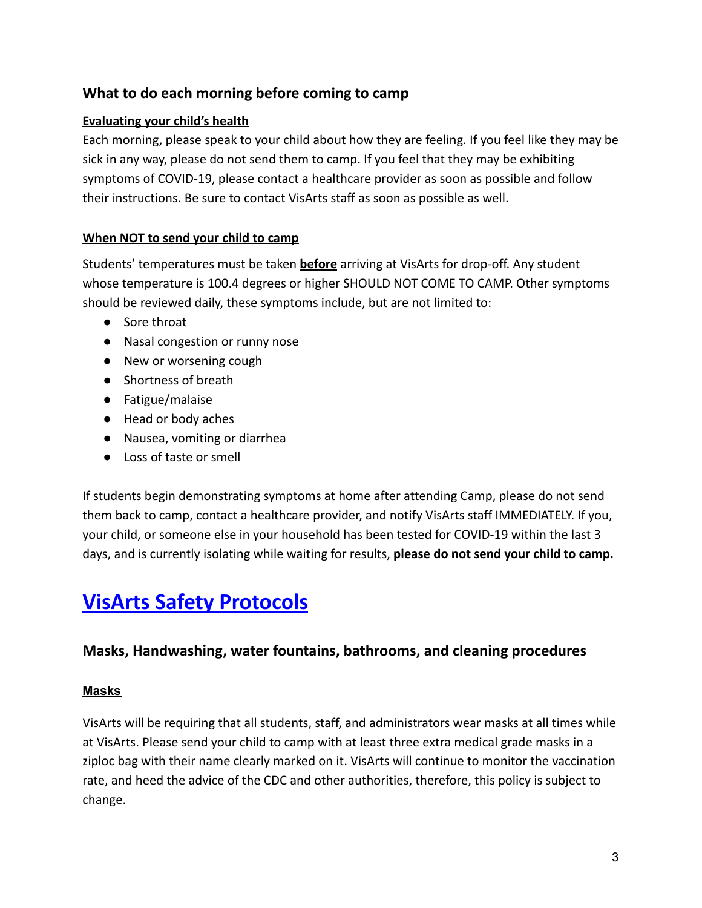### What to do each morning before coming to camp

**Evaluating your child's health**

Each morning, please speak to your child about how they are feeling. If you feel like they may be sick in any way, please do not send them to camp. If you feel that they may be exhibiting symptoms of COVID-19, please contact a healthcare provider as soon as possible and follow their instructions. Be sure to contact VisArts staff as soon as possible as well.

**When NOT to send your child to camp**

Students' temperatures must be taken **before** arriving at VisArts for drop-off. Any student whose temperature is 100.4 degrees or higher SHOULD NOT COME TO CAMP. Other symptoms should be reviewed daily, these symptoms include, but are not limited to:

- Sore throat
- Nasal congestion or runny nose
- New or worsening cough
- Shortness of breath
- Fatigue/malaise
- Head or body aches
- Nausea, vomiting or diarrhea
- Loss of taste or smell

If students begin demonstrating symptoms at home after attending Camp, please do not send them back to camp, contact a healthcare provider, and notify VisArts staff IMMEDIATELY. If you, your child, or someone else in your household has been tested for COVID-19 within the last 3 days, and is currently isolating while waiting for results, **please do not send your child to camp.**

## VisArts Safety Protocols

### Masks, Handwashing, water fountains, bathrooms, and cleaning procedures

**Masks**

VisArts will be requiring that all students, staff, and administrators wear masks at all times while at VisArts. Please send your child to camp with at least three extra medical grade masks in a ziploc bag with their name clearly marked on it. VisArts will continue to monitor the vaccination rate, and heed the advice of the CDC and other authorities, therefore, this policy is subject to change.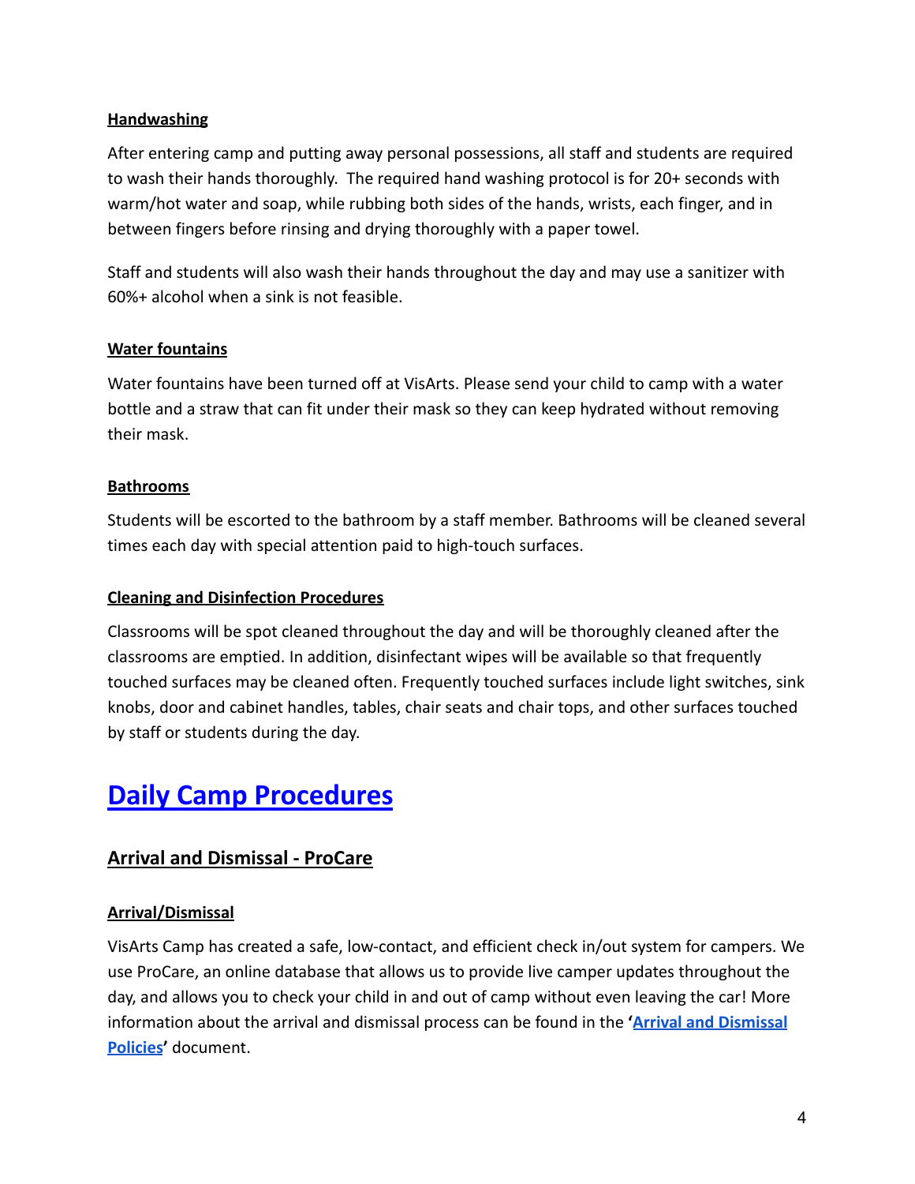#### **Handwashing**

After entering camp and putting away personal possessions, all staff and students are required to wash their hands thoroughly. The required hand washing protocol is for 20+ seconds with warm/hot water and soap, while rubbing both sides of the hands, wrists, each finger, and in between fingers before rinsing and drying thoroughly with a paper towel.

Staff and students will also wash their hands throughout the day and may use a sanitizer with 60%+ alcohol when a sink is not feasible.

#### **Water fountains**

Water fountains have been turned off at VisArts. Please send your child to camp with a water bottle and a straw that can fit under their mask so they can keep hydrated without removing their mask.

#### **Bathrooms**

Students will be escorted to the bathroom by a staff member. Bathrooms will be cleaned several times each day with special attention paid to high-touch surfaces.

#### **Cleaning and Disinfection Procedures**

Classrooms will be spot cleaned throughout the day and will be thoroughly cleaned after the classrooms are emptied. In addition, disinfectant wipes will be available so that frequently touched surfaces may be cleaned often. Frequently touched surfaces include light switches, sink knobs, door and cabinet handles, tables, chair seats and chair tops, and other surfaces touched by staff or students during the day.

# **Daily Camp Procedures**

## **Arrival and Dismissal - ProCare**

#### **Arrival/Dismissal**

VisArts Camp has created a safe, low-contact, and efficient check in/out system for campers. We use ProCare, an online database that allows us to provide live camper updates throughout the day, and allows you to check your child in and out of camp without even leaving the car! More information about the arrival and dismissal process can be found in the '**Arrival and Dismissal Policies**' document.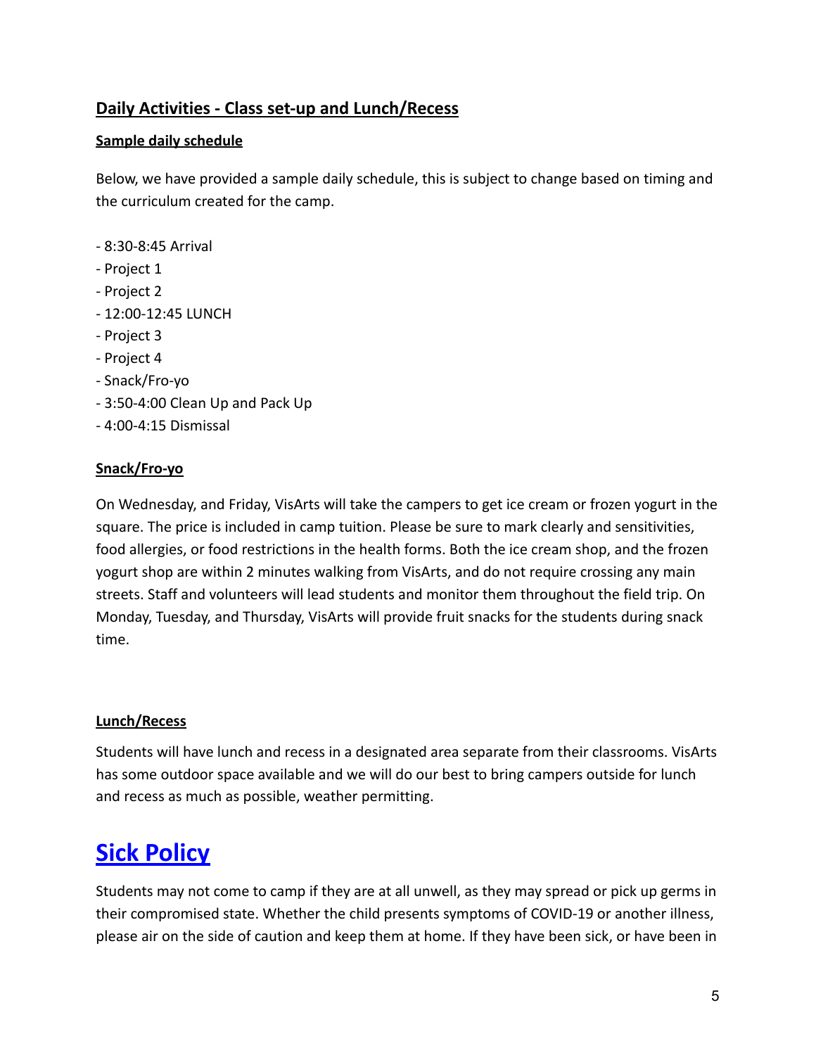## Daily Activities - Class set-up and Lunch/Recess

### Sample daily schedule

Below, we have provided a sample daily schedule, this is subject to change based on timing and the curriculum created for the camp.

- 8:30-8:45 Arrival
- Project 1
- Project 2
- 12:00-12:45 LUNCH
- Project 3
- Project 4
- Snack/Fro-yo
- 3:50-4:00 Clean Up and Pack Up
- 4:00-4:15 Dismissal

### Snack/Fro-yo

On Wednesday, and Friday, VisArts will take the campers to get ice cream or frozen yogurt in the square. The price is included in camp tuition. Please be sure to mark clearly and sensitivities, food allergies, or food restrictions in the health forms. Both the ice cream shop, and the frozen yogurt shop are within 2 minutes walking from VisArts, and do not require crossing any main streets. Staff and volunteers will lead students and monitor them throughout the field trip. On Monday, Tuesday, and Thursday, VisArts will provide fruit snacks for the students during snack time.

### Lunch/Recess

Students will have lunch and recess in a designated area separate from their classrooms. VisArts has some outdoor space available and we will do our best to bring campers outside for lunch and recess as much as possible, weather permitting.

# Sick Policy

Students may not come to camp if they are at all unwell, as they may spread or pick up germs in their compromised state. Whether the child presents symptoms of COVID-19 or another illness, please air on the side of caution and keep them at home. If they have been sick, or have been in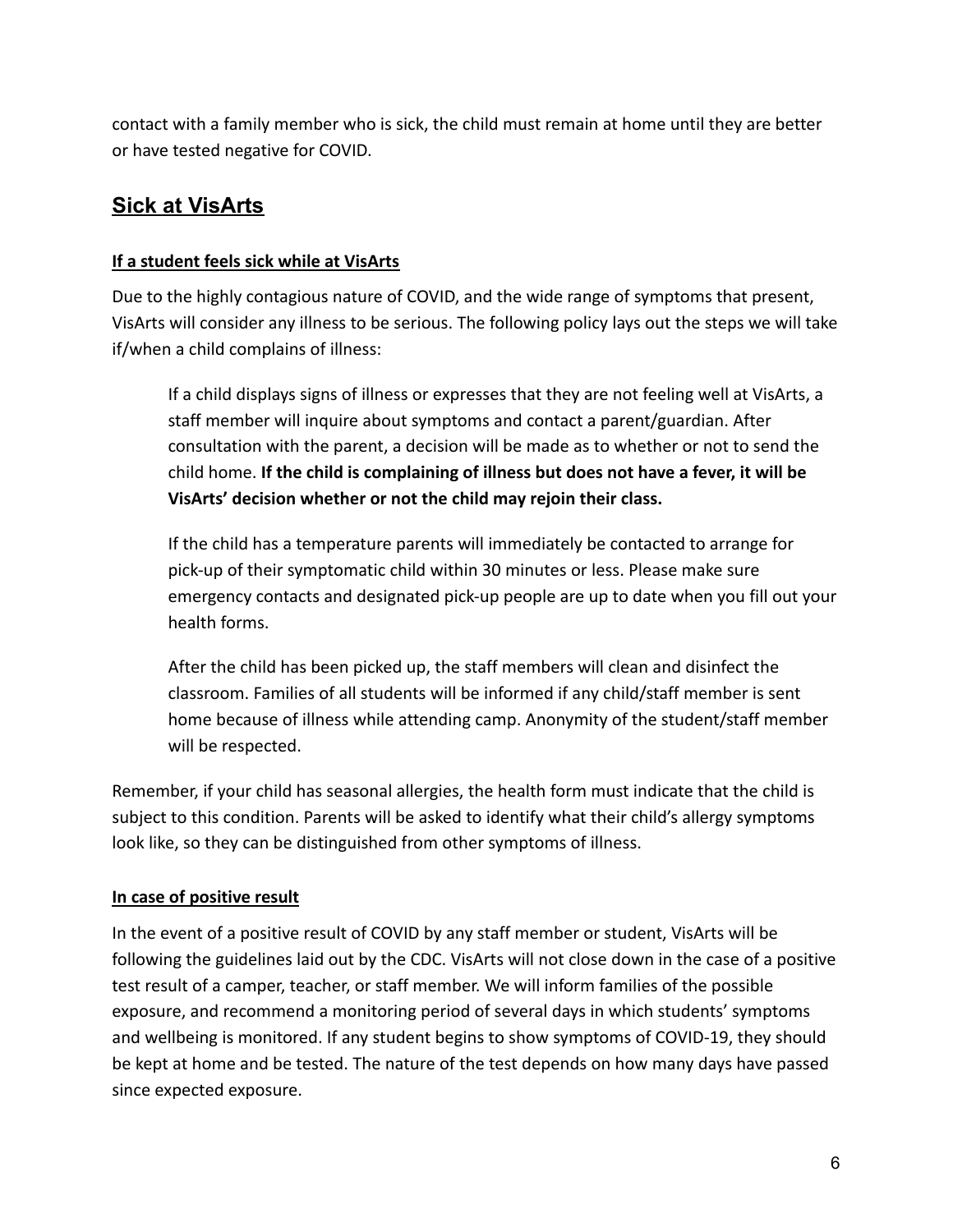contact with a family member who is sick, the child must remain at home until they are better or have tested negative for COVID.

## Sick at VisArts

### If a student feels sick while at VisArts

Due to the highly contagious nature of COVID, and the wide range of symptoms that present, VisArts will consider any illness to be serious. The following policy lays out the steps we will take if/when a child complains of illness:

> If a child displays signs of illness or expresses that they are not feeling well at VisArts, a staff member will inquire about symptoms and contact a parent/guardian. After consultation with the parent, a decision will be made as to whether or not to send the child home. **If the child is complaining of illness but does not have a fever, it will be VisArts' decision whether or not the child may rejoin their class.**
>
> If the child has a temperature parents will immediately be contacted to arrange for pick-up of their symptomatic child within 30 minutes or less. Please make sure emergency contacts and designated pick-up people are up to date when you fill out your health forms.
>
> After the child has been picked up, the staff members will clean and disinfect the classroom. Families of all students will be informed if any child/staff member is sent home because of illness while attending camp. Anonymity of the student/staff member will be respected.

Remember, if your child has seasonal allergies, the health form must indicate that the child is subject to this condition. Parents will be asked to identify what their child's allergy symptoms look like, so they can be distinguished from other symptoms of illness.

### In case of positive result

In the event of a positive result of COVID by any staff member or student, VisArts will be following the guidelines laid out by the CDC. VisArts will not close down in the case of a positive test result of a camper, teacher, or staff member. We will inform families of the possible exposure, and recommend a monitoring period of several days in which students' symptoms and wellbeing is monitored. If any student begins to show symptoms of COVID-19, they should be kept at home and be tested. The nature of the test depends on how many days have passed since expected exposure.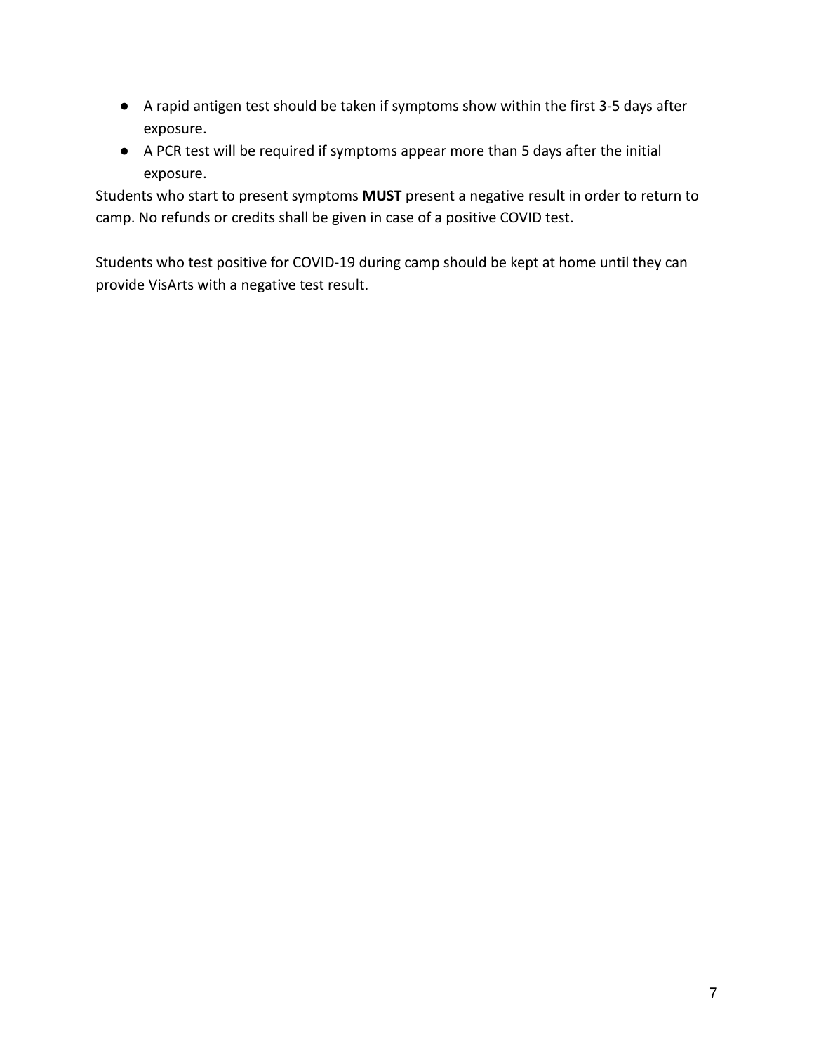- A rapid antigen test should be taken if symptoms show within the first 3-5 days after exposure.
- A PCR test will be required if symptoms appear more than 5 days after the initial exposure.

Students who start to present symptoms **MUST** present a negative result in order to return to camp. No refunds or credits shall be given in case of a positive COVID test.

Students who test positive for COVID-19 during camp should be kept at home until they can provide VisArts with a negative test result.